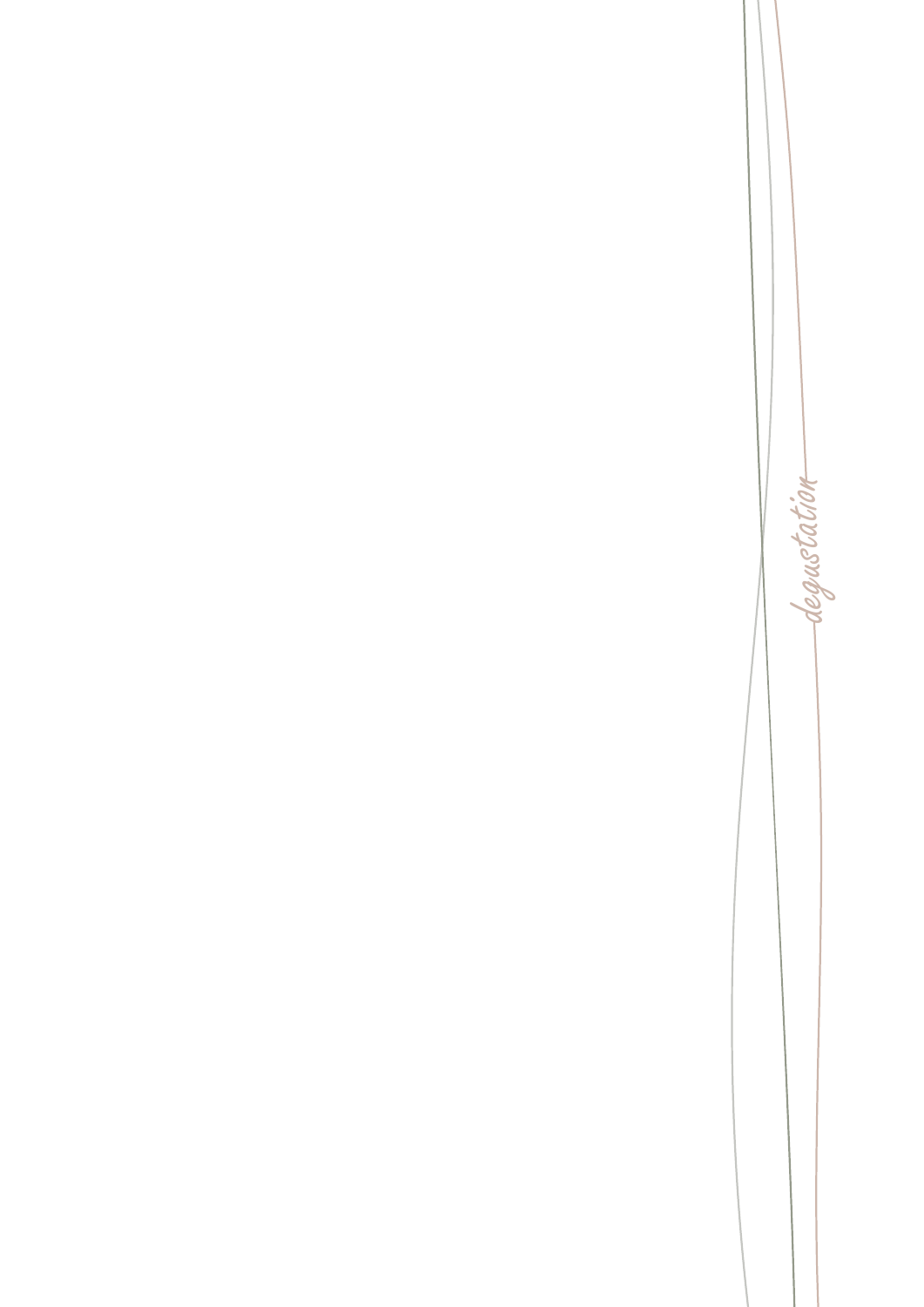degustation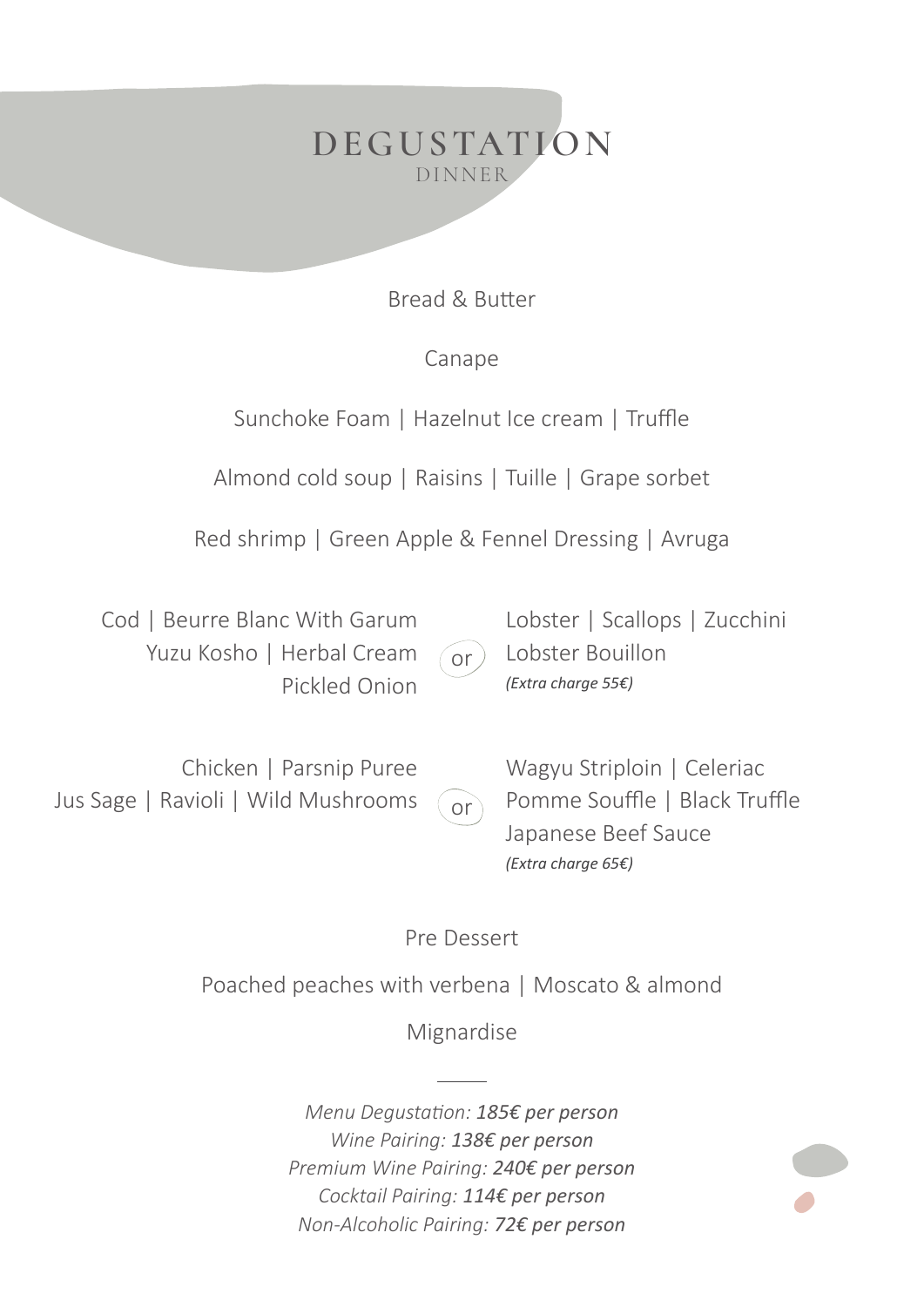# DEGUSTATION
## DINNER

Bread & Butter

Canape

Sunchoke Foam | Hazelnut Ice cream | Truffle

Almond cold soup | Raisins | Tuille | Grape sorbet

Red shrimp | Green Apple & Fennel Dressing | Avruga

Cod | Beurre Blanc With Garum
Yuzu Kosho | Herbal Cream
Pickled Onion

or

Lobster | Scallops | Zucchini
Lobster Bouillon
*(Extra charge 55€)*

Chicken | Parsnip Puree
Jus Sage | Ravioli | Wild Mushrooms

or

Wagyu Striploin | Celeriac
Pomme Souffle | Black Truffle
Japanese Beef Sauce
*(Extra charge 65€)*

Pre Dessert

Poached peaches with verbena | Moscato & almond

Mignardise

---

*Menu Degustation: **185€ per person***
*Wine Pairing: **138€ per person***
*Premium Wine Pairing: **240€ per person***
*Cocktail Pairing: **114€ per person***
*Non-Alcoholic Pairing: **72€ per person***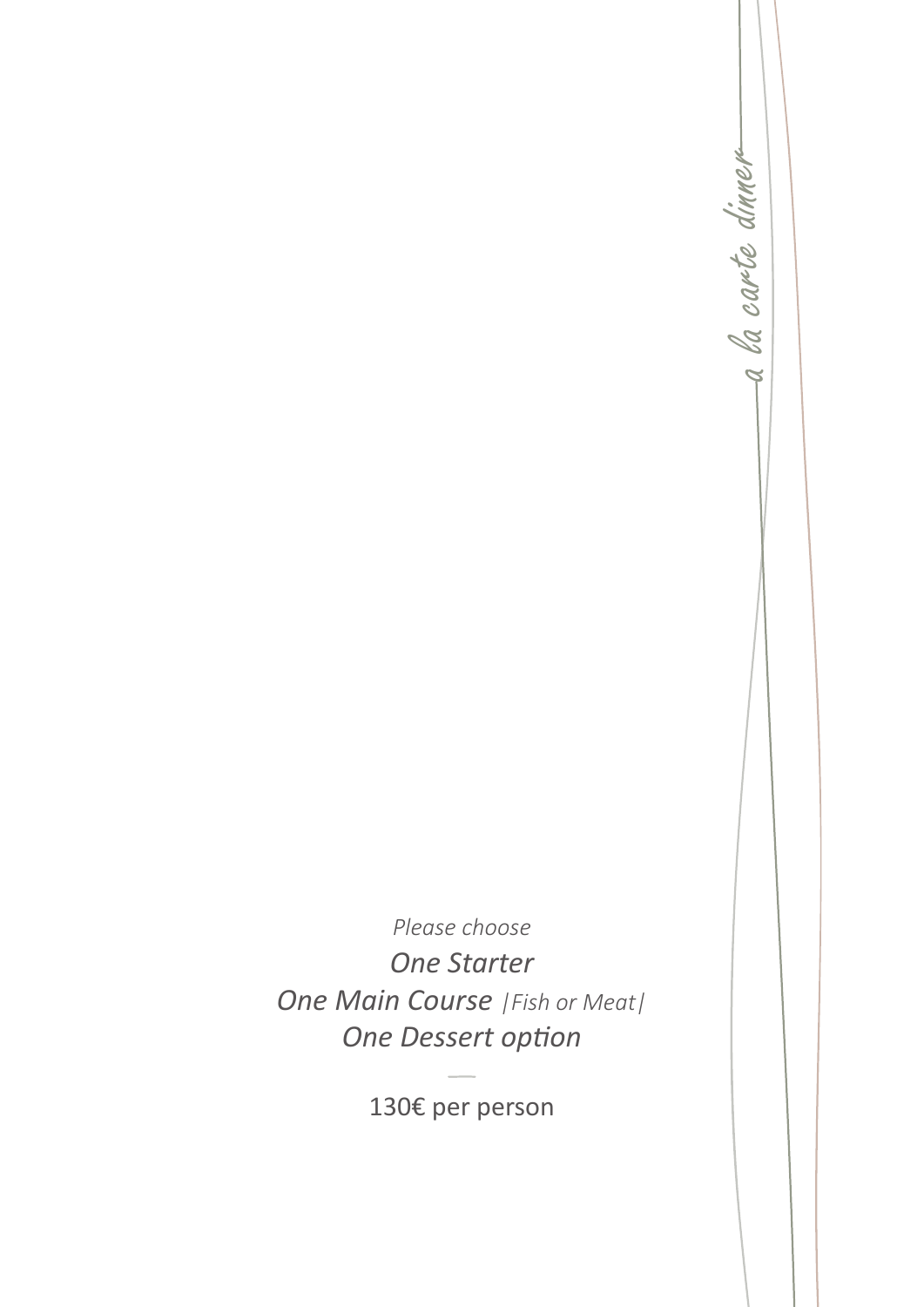*a la carte dinner*

*Please choose*

*One Starter*

*One Main Course* *|Fish or Meat|*

*One Dessert option*

—

130€ per person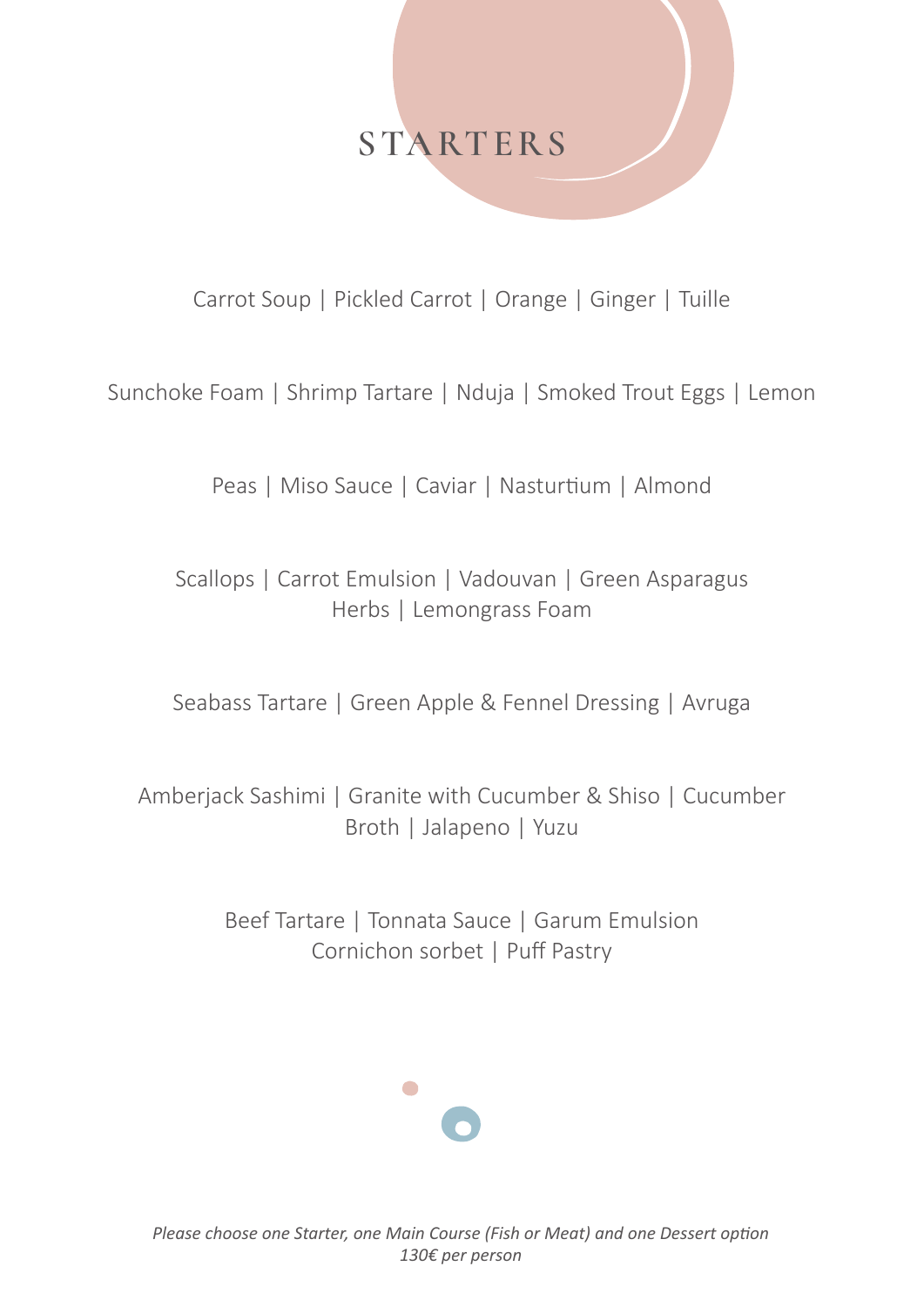# STARTERS

Carrot Soup | Pickled Carrot | Orange | Ginger | Tuille

Sunchoke Foam | Shrimp Tartare | Nduja | Smoked Trout Eggs | Lemon

Peas | Miso Sauce | Caviar | Nasturtium | Almond

Scallops | Carrot Emulsion | Vadouvan | Green Asparagus
Herbs | Lemongrass Foam

Seabass Tartare | Green Apple & Fennel Dressing | Avruga

Amberjack Sashimi | Granite with Cucumber & Shiso | Cucumber
Broth | Jalapeno | Yuzu

Beef Tartare | Tonnata Sauce | Garum Emulsion
Cornichon sorbet | Puff Pastry

*Please choose one Starter, one Main Course (Fish or Meat) and one Dessert option*
*130€ per person*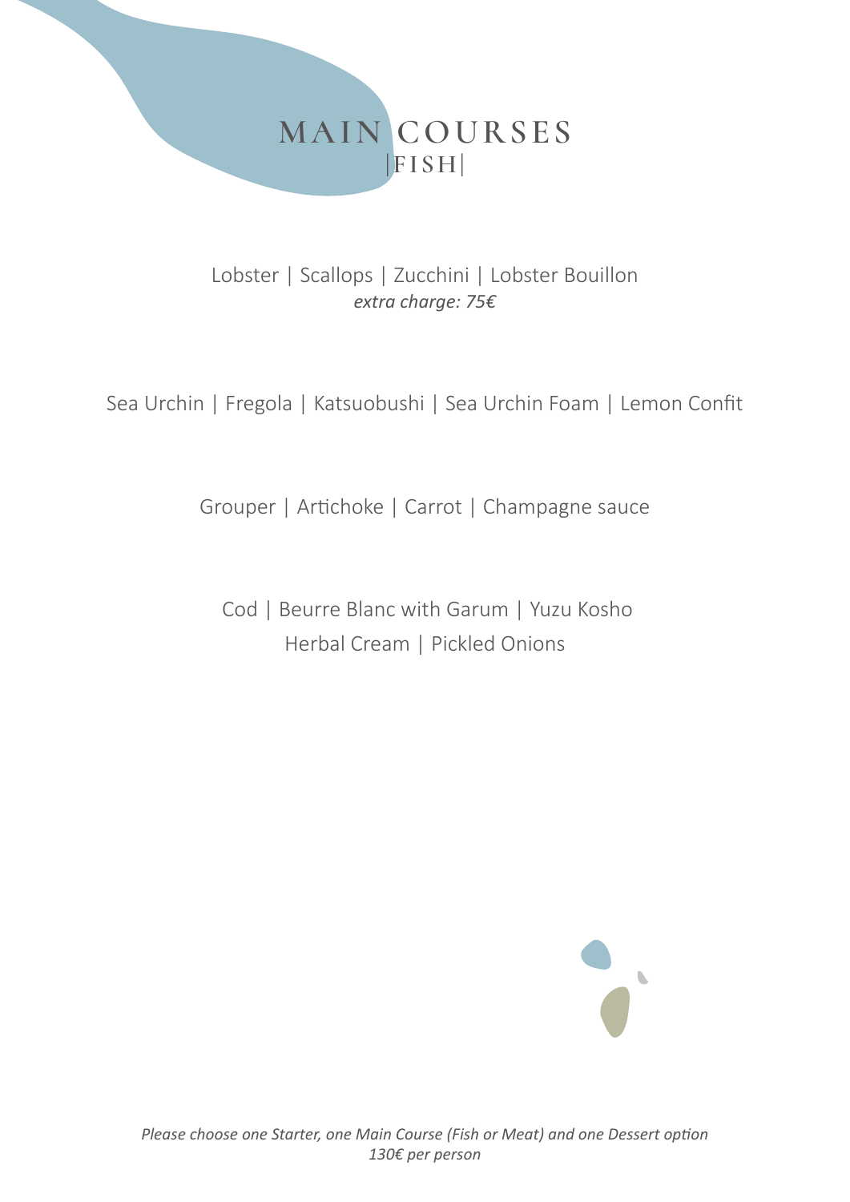# MAIN COURSES
## |FISH|

Lobster | Scallops | Zucchini | Lobster Bouillon
*extra charge: 75€*

Sea Urchin | Fregola | Katsuobushi | Sea Urchin Foam | Lemon Confit

Grouper | Artichoke | Carrot | Champagne sauce

Cod | Beurre Blanc with Garum | Yuzu Kosho
Herbal Cream | Pickled Onions

*Please choose one Starter, one Main Course (Fish or Meat) and one Dessert option*
*130€ per person*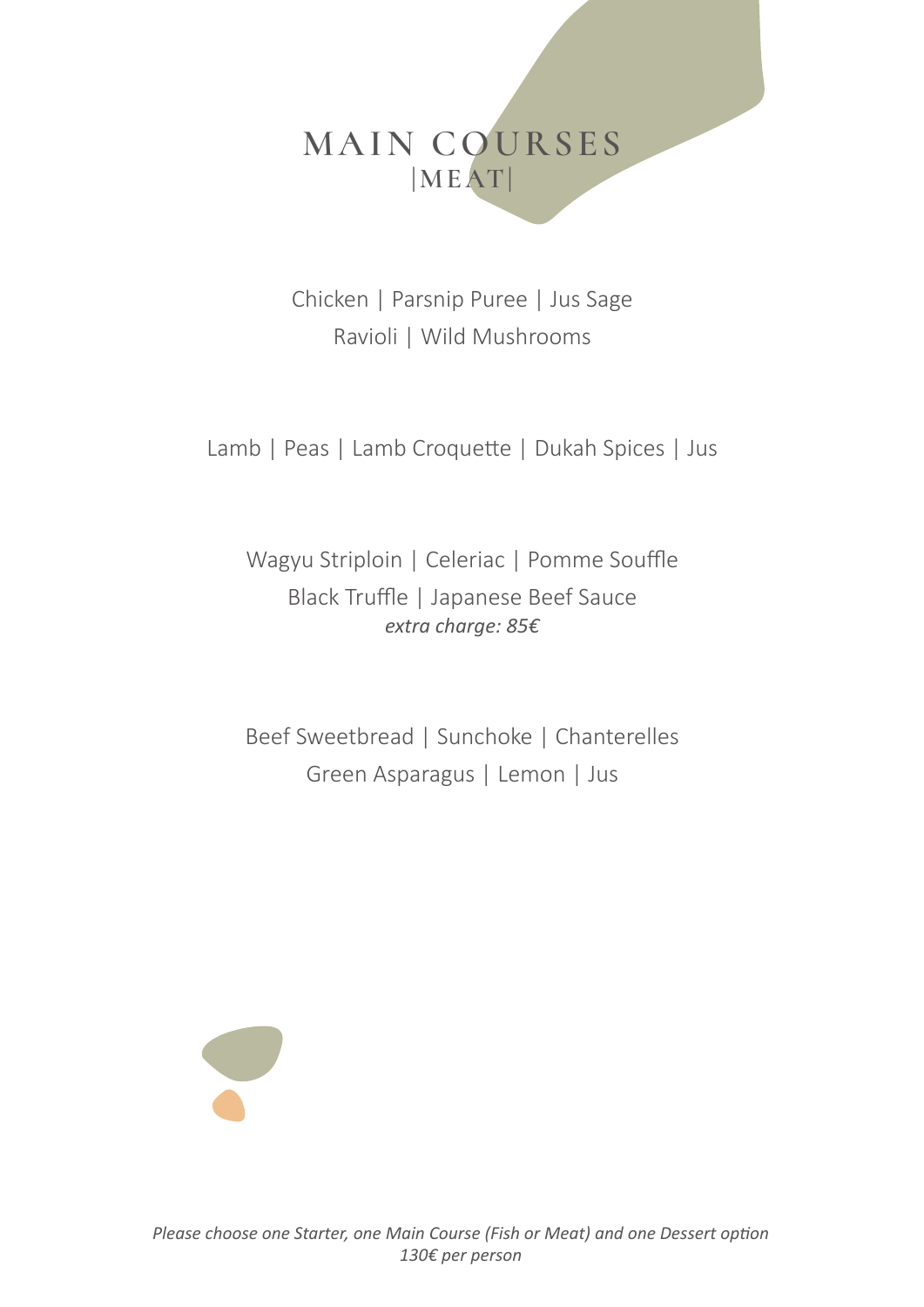# MAIN COURSES
## |MEAT|

Chicken | Parsnip Puree | Jus Sage
Ravioli | Wild Mushrooms

Lamb | Peas | Lamb Croquette | Dukah Spices | Jus

Wagyu Striploin | Celeriac | Pomme Souffle
Black Truffle | Japanese Beef Sauce
*extra charge: 85€*

Beef Sweetbread | Sunchoke | Chanterelles
Green Asparagus | Lemon | Jus

*Please choose one Starter, one Main Course (Fish or Meat) and one Dessert option*
*130€ per person*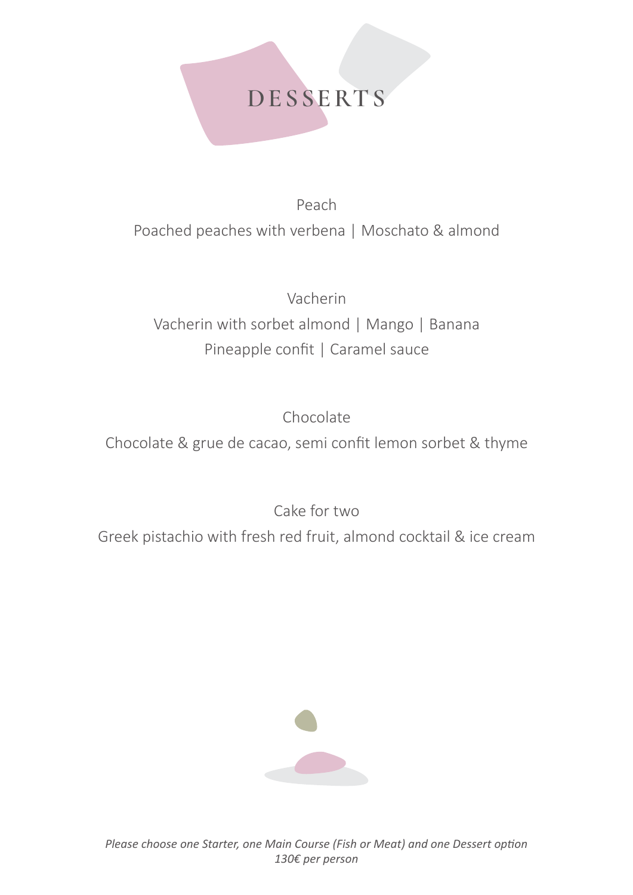# DESSERTS

### Peach

Poached peaches with verbena | Moschato & almond

### Vacherin

Vacherin with sorbet almond | Mango | Banana
Pineapple confit | Caramel sauce

### Chocolate

Chocolate & grue de cacao, semi confit lemon sorbet & thyme

### Cake for two

Greek pistachio with fresh red fruit, almond cocktail & ice cream

*Please choose one Starter, one Main Course (Fish or Meat) and one Dessert option*
*130€ per person*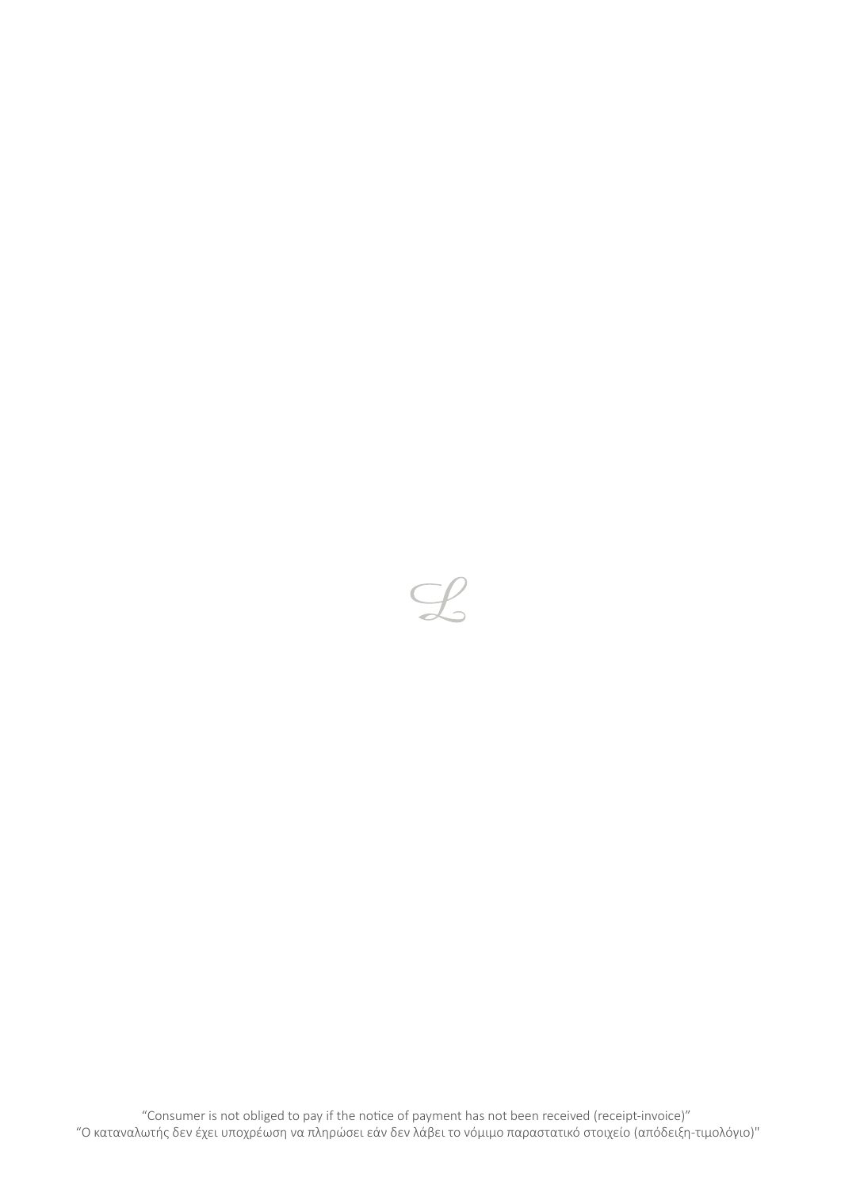"Consumer is not obliged to pay if the notice of payment has not been received (receipt-invoice)"
"Ο καταναλωτής δεν έχει υποχρέωση να πληρώσει εάν δεν λάβει το νόμιμο παραστατικό στοιχείο (απόδειξη-τιμολόγιο)"